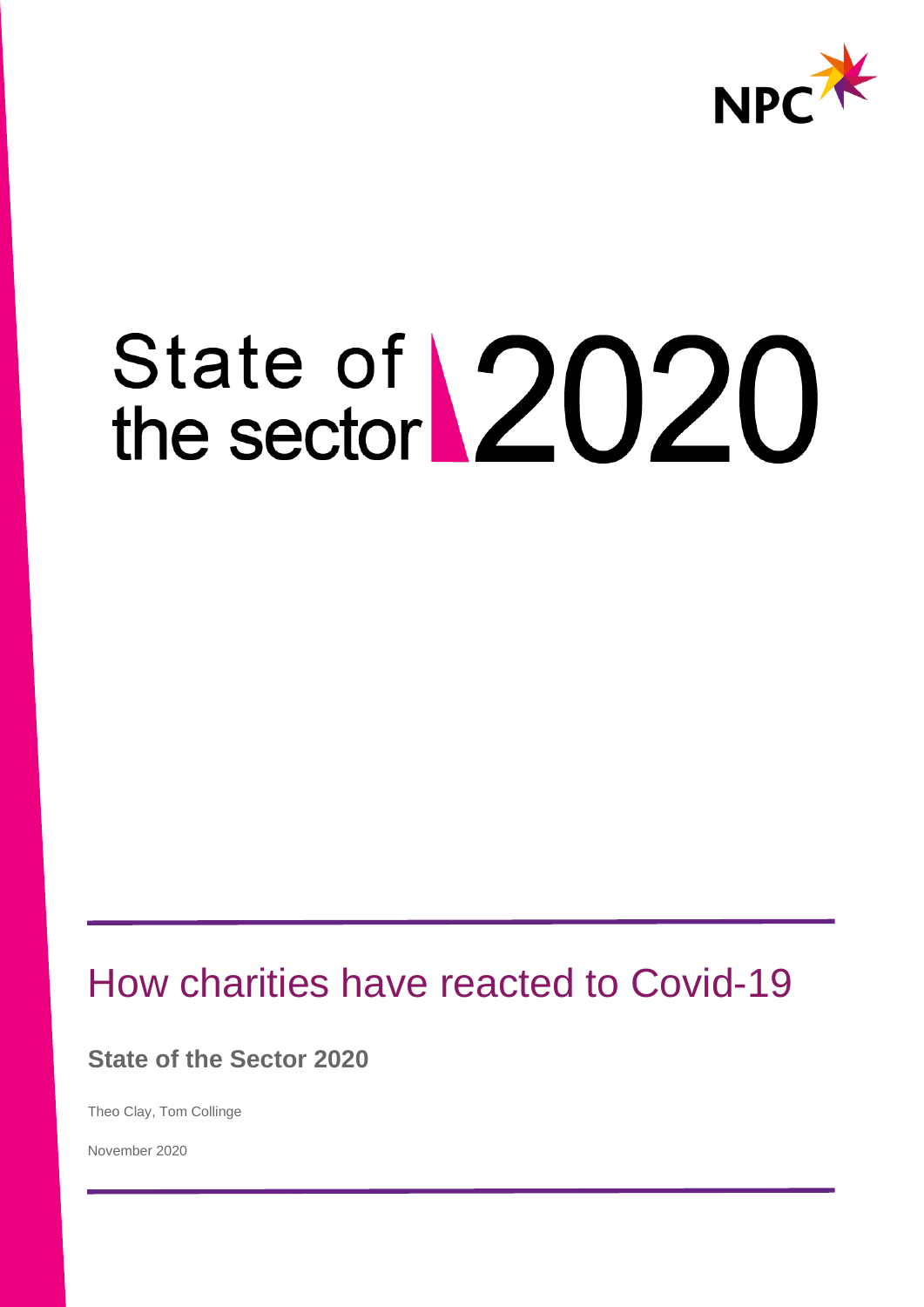NPC

# State of the sector 2020

## How charities have reacted to Covid-19

**State of the Sector 2020**

Theo Clay, Tom Collinge

November 2020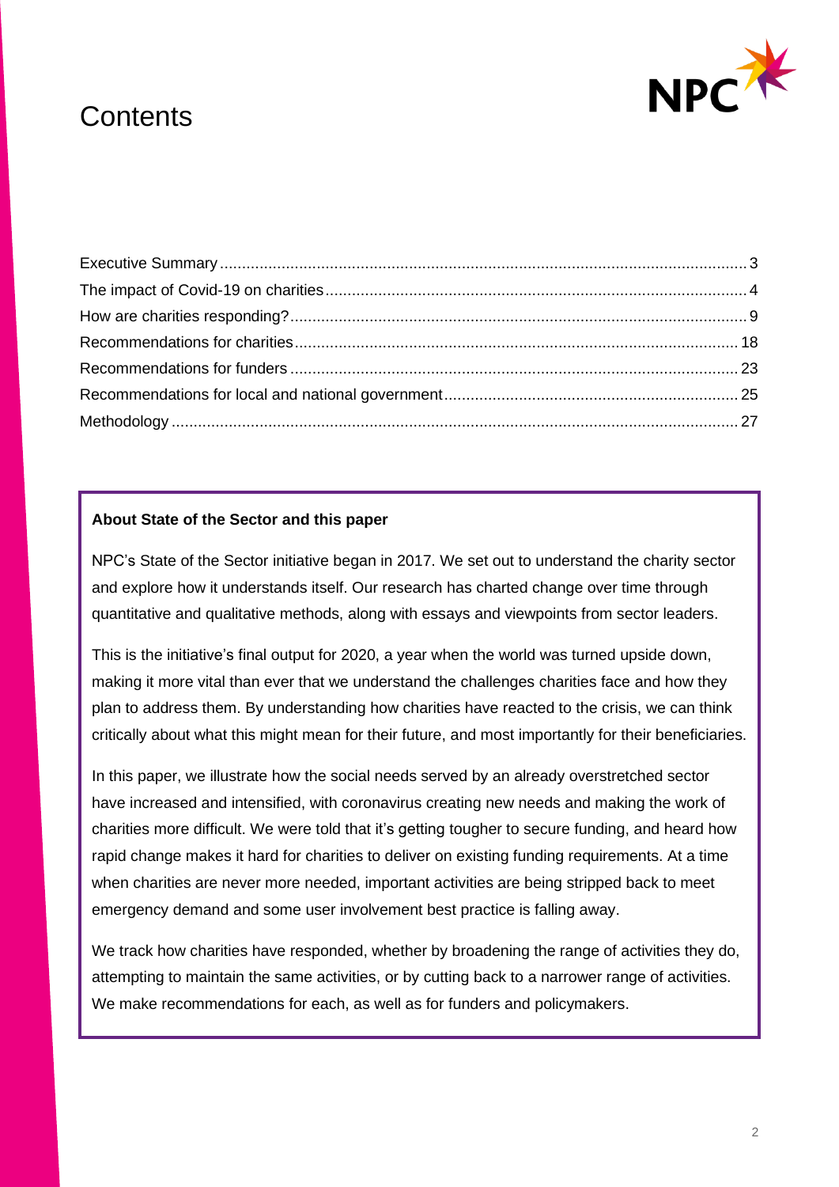# Contents

| | |
|---|---|
| Executive Summary | 3 |
| The impact of Covid-19 on charities | 4 |
| How are charities responding? | 9 |
| Recommendations for charities | 18 |
| Recommendations for funders | 23 |
| Recommendations for local and national government | 25 |
| Methodology | 27 |

**About State of the Sector and this paper**

NPC's State of the Sector initiative began in 2017. We set out to understand the charity sector and explore how it understands itself. Our research has charted change over time through quantitative and qualitative methods, along with essays and viewpoints from sector leaders.

This is the initiative's final output for 2020, a year when the world was turned upside down, making it more vital than ever that we understand the challenges charities face and how they plan to address them. By understanding how charities have reacted to the crisis, we can think critically about what this might mean for their future, and most importantly for their beneficiaries.

In this paper, we illustrate how the social needs served by an already overstretched sector have increased and intensified, with coronavirus creating new needs and making the work of charities more difficult. We were told that it's getting tougher to secure funding, and heard how rapid change makes it hard for charities to deliver on existing funding requirements. At a time when charities are never more needed, important activities are being stripped back to meet emergency demand and some user involvement best practice is falling away.

We track how charities have responded, whether by broadening the range of activities they do, attempting to maintain the same activities, or by cutting back to a narrower range of activities. We make recommendations for each, as well as for funders and policymakers.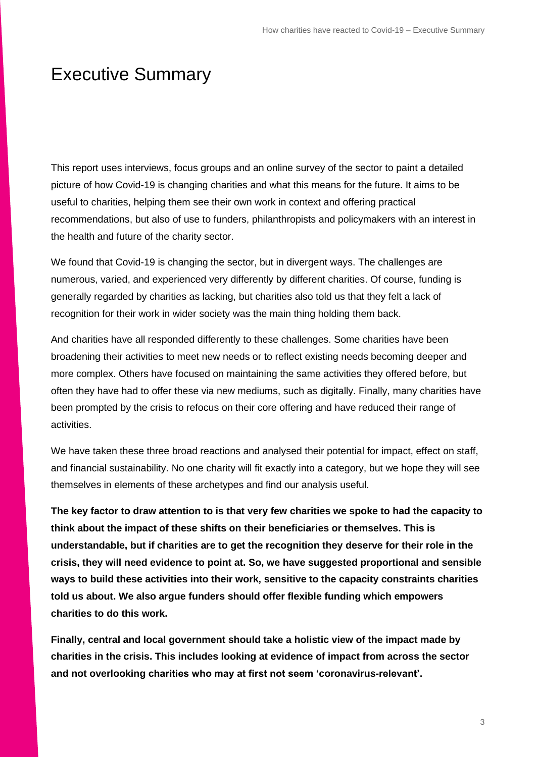# Executive Summary

This report uses interviews, focus groups and an online survey of the sector to paint a detailed picture of how Covid-19 is changing charities and what this means for the future. It aims to be useful to charities, helping them see their own work in context and offering practical recommendations, but also of use to funders, philanthropists and policymakers with an interest in the health and future of the charity sector.

We found that Covid-19 is changing the sector, but in divergent ways. The challenges are numerous, varied, and experienced very differently by different charities. Of course, funding is generally regarded by charities as lacking, but charities also told us that they felt a lack of recognition for their work in wider society was the main thing holding them back.

And charities have all responded differently to these challenges. Some charities have been broadening their activities to meet new needs or to reflect existing needs becoming deeper and more complex. Others have focused on maintaining the same activities they offered before, but often they have had to offer these via new mediums, such as digitally. Finally, many charities have been prompted by the crisis to refocus on their core offering and have reduced their range of activities.

We have taken these three broad reactions and analysed their potential for impact, effect on staff, and financial sustainability. No one charity will fit exactly into a category, but we hope they will see themselves in elements of these archetypes and find our analysis useful.

**The key factor to draw attention to is that very few charities we spoke to had the capacity to think about the impact of these shifts on their beneficiaries or themselves. This is understandable, but if charities are to get the recognition they deserve for their role in the crisis, they will need evidence to point at. So, we have suggested proportional and sensible ways to build these activities into their work, sensitive to the capacity constraints charities told us about. We also argue funders should offer flexible funding which empowers charities to do this work.**

**Finally, central and local government should take a holistic view of the impact made by charities in the crisis. This includes looking at evidence of impact from across the sector and not overlooking charities who may at first not seem 'coronavirus-relevant'.**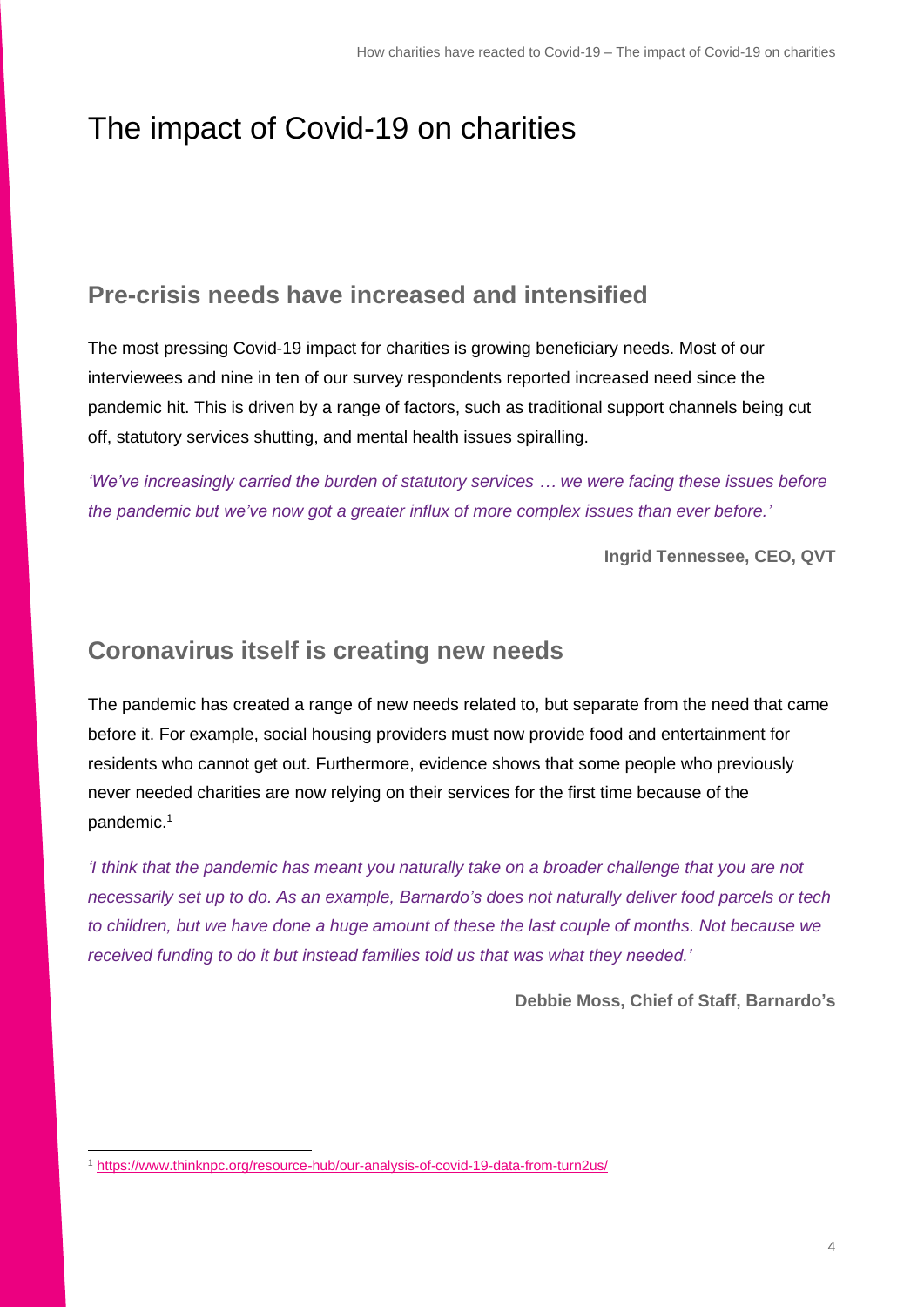# The impact of Covid-19 on charities

## Pre-crisis needs have increased and intensified

The most pressing Covid-19 impact for charities is growing beneficiary needs. Most of our interviewees and nine in ten of our survey respondents reported increased need since the pandemic hit. This is driven by a range of factors, such as traditional support channels being cut off, statutory services shutting, and mental health issues spiralling.

*'We've increasingly carried the burden of statutory services … we were facing these issues before the pandemic but we've now got a greater influx of more complex issues than ever before.'*

**Ingrid Tennessee, CEO, QVT**

## Coronavirus itself is creating new needs

The pandemic has created a range of new needs related to, but separate from the need that came before it. For example, social housing providers must now provide food and entertainment for residents who cannot get out. Furthermore, evidence shows that some people who previously never needed charities are now relying on their services for the first time because of the pandemic.[1]

*'I think that the pandemic has meant you naturally take on a broader challenge that you are not necessarily set up to do. As an example, Barnardo's does not naturally deliver food parcels or tech to children, but we have done a huge amount of these the last couple of months. Not because we received funding to do it but instead families told us that was what they needed.'*

**Debbie Moss, Chief of Staff, Barnardo's**

---

[1] https://www.thinknpc.org/resource-hub/our-analysis-of-covid-19-data-from-turn2us/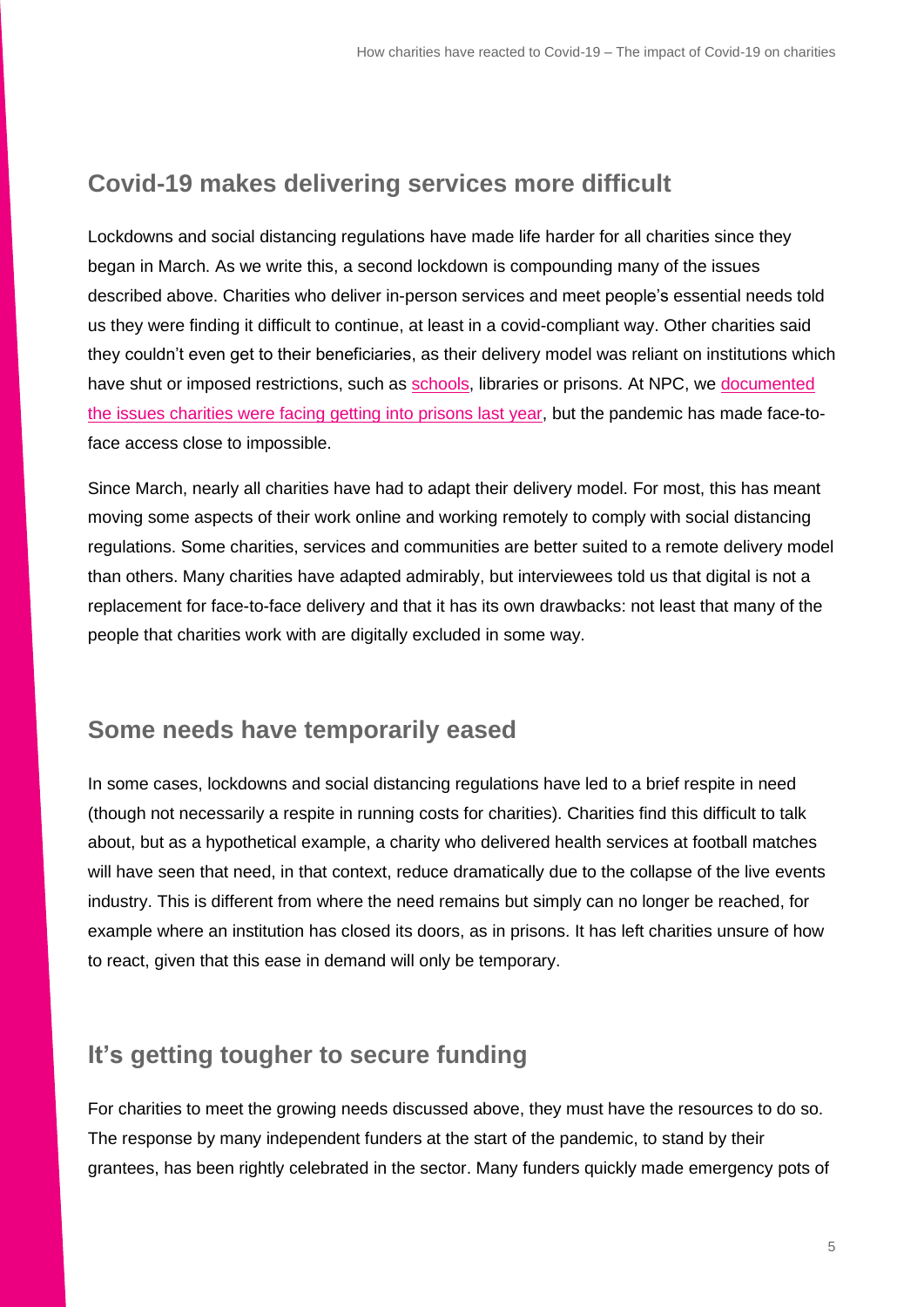## Covid-19 makes delivering services more difficult

Lockdowns and social distancing regulations have made life harder for all charities since they began in March. As we write this, a second lockdown is compounding many of the issues described above. Charities who deliver in-person services and meet people's essential needs told us they were finding it difficult to continue, at least in a covid-compliant way. Other charities said they couldn't even get to their beneficiaries, as their delivery model was reliant on institutions which have shut or imposed restrictions, such as schools, libraries or prisons. At NPC, we documented the issues charities were facing getting into prisons last year, but the pandemic has made face-to-face access close to impossible.

Since March, nearly all charities have had to adapt their delivery model. For most, this has meant moving some aspects of their work online and working remotely to comply with social distancing regulations. Some charities, services and communities are better suited to a remote delivery model than others. Many charities have adapted admirably, but interviewees told us that digital is not a replacement for face-to-face delivery and that it has its own drawbacks: not least that many of the people that charities work with are digitally excluded in some way.

## Some needs have temporarily eased

In some cases, lockdowns and social distancing regulations have led to a brief respite in need (though not necessarily a respite in running costs for charities). Charities find this difficult to talk about, but as a hypothetical example, a charity who delivered health services at football matches will have seen that need, in that context, reduce dramatically due to the collapse of the live events industry. This is different from where the need remains but simply can no longer be reached, for example where an institution has closed its doors, as in prisons. It has left charities unsure of how to react, given that this ease in demand will only be temporary.

## It's getting tougher to secure funding

For charities to meet the growing needs discussed above, they must have the resources to do so. The response by many independent funders at the start of the pandemic, to stand by their grantees, has been rightly celebrated in the sector. Many funders quickly made emergency pots of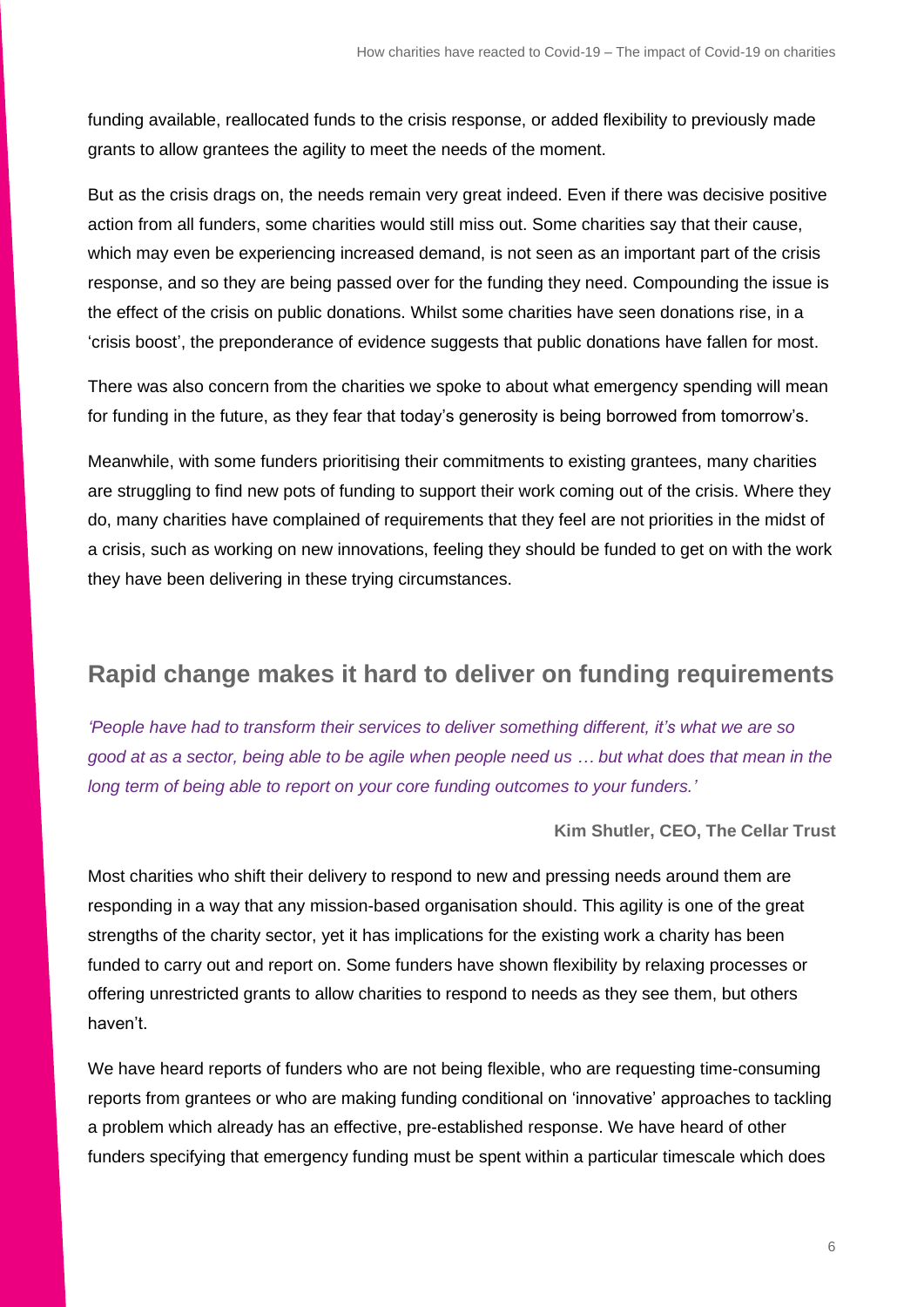funding available, reallocated funds to the crisis response, or added flexibility to previously made grants to allow grantees the agility to meet the needs of the moment.

But as the crisis drags on, the needs remain very great indeed. Even if there was decisive positive action from all funders, some charities would still miss out. Some charities say that their cause, which may even be experiencing increased demand, is not seen as an important part of the crisis response, and so they are being passed over for the funding they need. Compounding the issue is the effect of the crisis on public donations. Whilst some charities have seen donations rise, in a 'crisis boost', the preponderance of evidence suggests that public donations have fallen for most.

There was also concern from the charities we spoke to about what emergency spending will mean for funding in the future, as they fear that today's generosity is being borrowed from tomorrow's.

Meanwhile, with some funders prioritising their commitments to existing grantees, many charities are struggling to find new pots of funding to support their work coming out of the crisis. Where they do, many charities have complained of requirements that they feel are not priorities in the midst of a crisis, such as working on new innovations, feeling they should be funded to get on with the work they have been delivering in these trying circumstances.

## Rapid change makes it hard to deliver on funding requirements

*'People have had to transform their services to deliver something different, it's what we are so good at as a sector, being able to be agile when people need us … but what does that mean in the long term of being able to report on your core funding outcomes to your funders.'*

**Kim Shutler, CEO, The Cellar Trust**

Most charities who shift their delivery to respond to new and pressing needs around them are responding in a way that any mission-based organisation should. This agility is one of the great strengths of the charity sector, yet it has implications for the existing work a charity has been funded to carry out and report on. Some funders have shown flexibility by relaxing processes or offering unrestricted grants to allow charities to respond to needs as they see them, but others haven't.

We have heard reports of funders who are not being flexible, who are requesting time-consuming reports from grantees or who are making funding conditional on 'innovative' approaches to tackling a problem which already has an effective, pre-established response. We have heard of other funders specifying that emergency funding must be spent within a particular timescale which does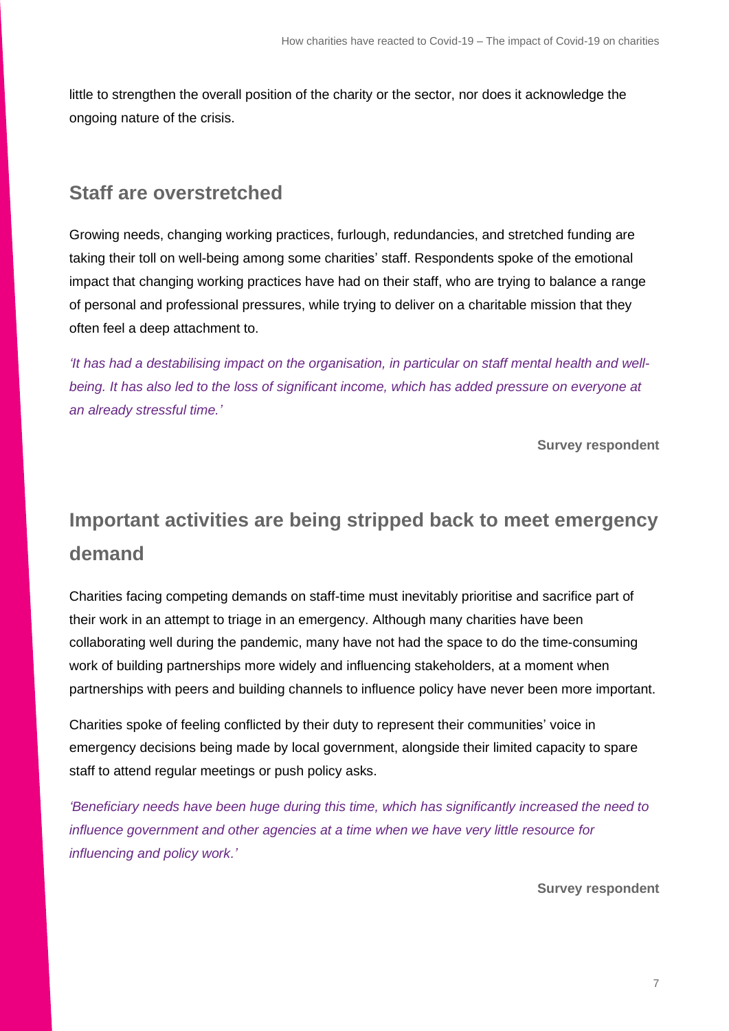little to strengthen the overall position of the charity or the sector, nor does it acknowledge the ongoing nature of the crisis.

## Staff are overstretched

Growing needs, changing working practices, furlough, redundancies, and stretched funding are taking their toll on well-being among some charities' staff. Respondents spoke of the emotional impact that changing working practices have had on their staff, who are trying to balance a range of personal and professional pressures, while trying to deliver on a charitable mission that they often feel a deep attachment to.

*'It has had a destabilising impact on the organisation, in particular on staff mental health and well-being. It has also led to the loss of significant income, which has added pressure on everyone at an already stressful time.'*

**Survey respondent**

## Important activities are being stripped back to meet emergency demand

Charities facing competing demands on staff-time must inevitably prioritise and sacrifice part of their work in an attempt to triage in an emergency. Although many charities have been collaborating well during the pandemic, many have not had the space to do the time-consuming work of building partnerships more widely and influencing stakeholders, at a moment when partnerships with peers and building channels to influence policy have never been more important.

Charities spoke of feeling conflicted by their duty to represent their communities' voice in emergency decisions being made by local government, alongside their limited capacity to spare staff to attend regular meetings or push policy asks.

*'Beneficiary needs have been huge during this time, which has significantly increased the need to influence government and other agencies at a time when we have very little resource for influencing and policy work.'*

**Survey respondent**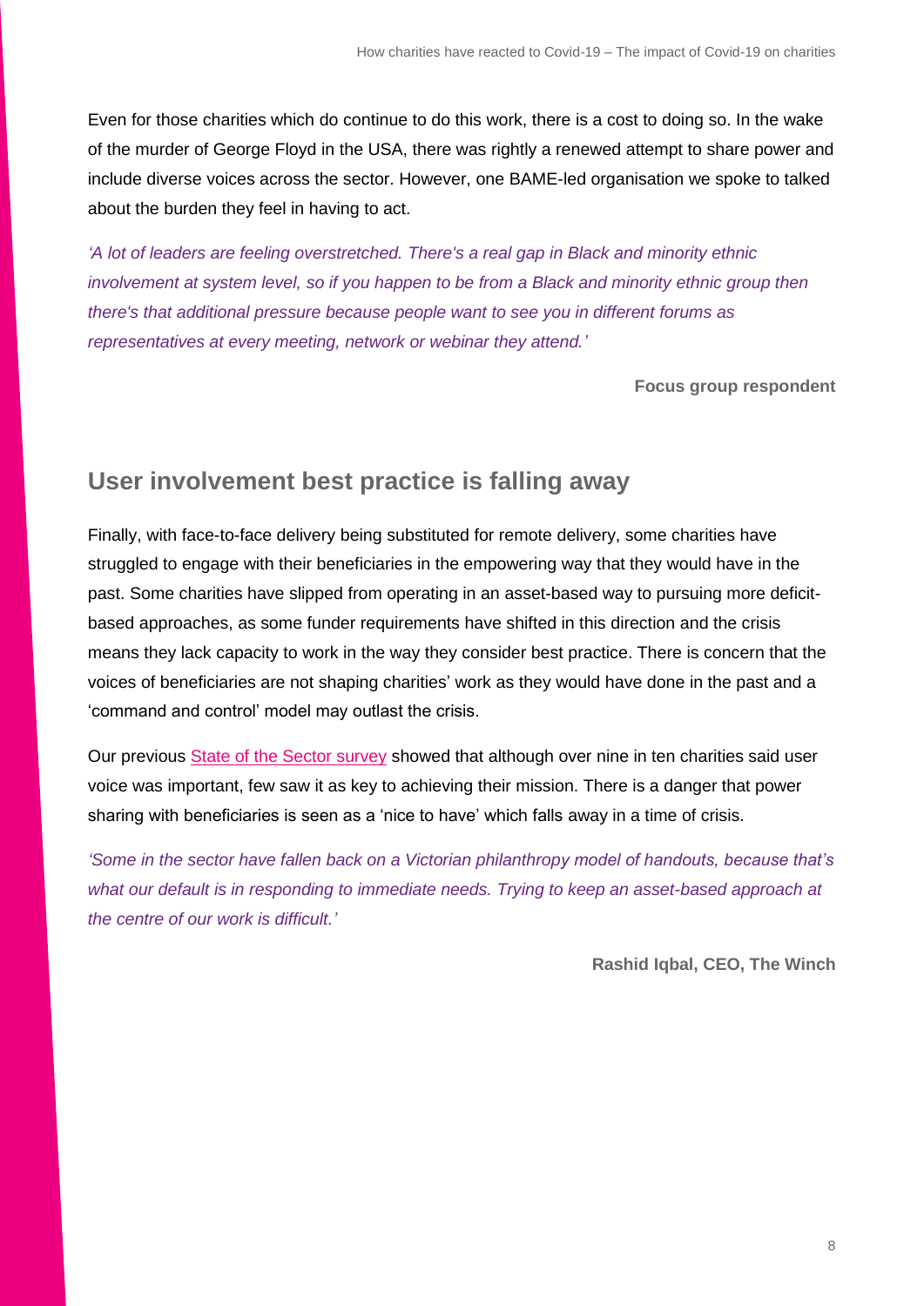Even for those charities which do continue to do this work, there is a cost to doing so. In the wake of the murder of George Floyd in the USA, there was rightly a renewed attempt to share power and include diverse voices across the sector. However, one BAME-led organisation we spoke to talked about the burden they feel in having to act.

*'A lot of leaders are feeling overstretched. There's a real gap in Black and minority ethnic involvement at system level, so if you happen to be from a Black and minority ethnic group then there's that additional pressure because people want to see you in different forums as representatives at every meeting, network or webinar they attend.'*

**Focus group respondent**

## User involvement best practice is falling away

Finally, with face-to-face delivery being substituted for remote delivery, some charities have struggled to engage with their beneficiaries in the empowering way that they would have in the past. Some charities have slipped from operating in an asset-based way to pursuing more deficit-based approaches, as some funder requirements have shifted in this direction and the crisis means they lack capacity to work in the way they consider best practice. There is concern that the voices of beneficiaries are not shaping charities' work as they would have done in the past and a 'command and control' model may outlast the crisis.

Our previous State of the Sector survey showed that although over nine in ten charities said user voice was important, few saw it as key to achieving their mission. There is a danger that power sharing with beneficiaries is seen as a 'nice to have' which falls away in a time of crisis.

*'Some in the sector have fallen back on a Victorian philanthropy model of handouts, because that's what our default is in responding to immediate needs. Trying to keep an asset-based approach at the centre of our work is difficult.'*

**Rashid Iqbal, CEO, The Winch**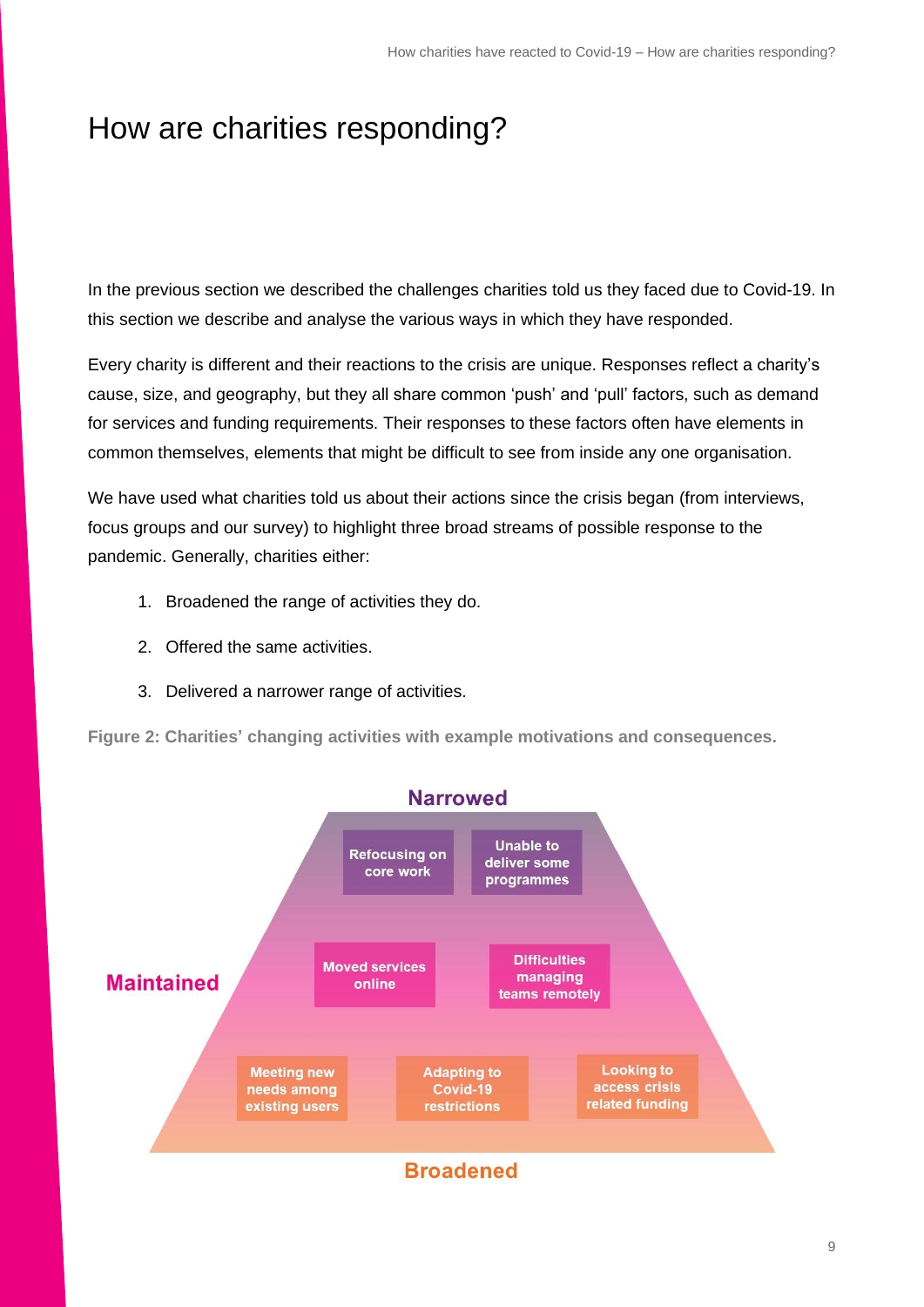# How are charities responding?

In the previous section we described the challenges charities told us they faced due to Covid-19. In this section we describe and analyse the various ways in which they have responded.

Every charity is different and their reactions to the crisis are unique. Responses reflect a charity's cause, size, and geography, but they all share common 'push' and 'pull' factors, such as demand for services and funding requirements. Their responses to these factors often have elements in common themselves, elements that might be difficult to see from inside any one organisation.

We have used what charities told us about their actions since the crisis began (from interviews, focus groups and our survey) to highlight three broad streams of possible response to the pandemic. Generally, charities either:

1. Broadened the range of activities they do.
2. Offered the same activities.
3. Delivered a narrower range of activities.

**Figure 2: Charities' changing activities with example motivations and consequences.**

Narrowed

Refocusing on core work

Unable to deliver some programmes

Maintained

Moved services online

Difficulties managing teams remotely

Meeting new needs among existing users

Adapting to Covid-19 restrictions

Looking to access crisis related funding

Broadened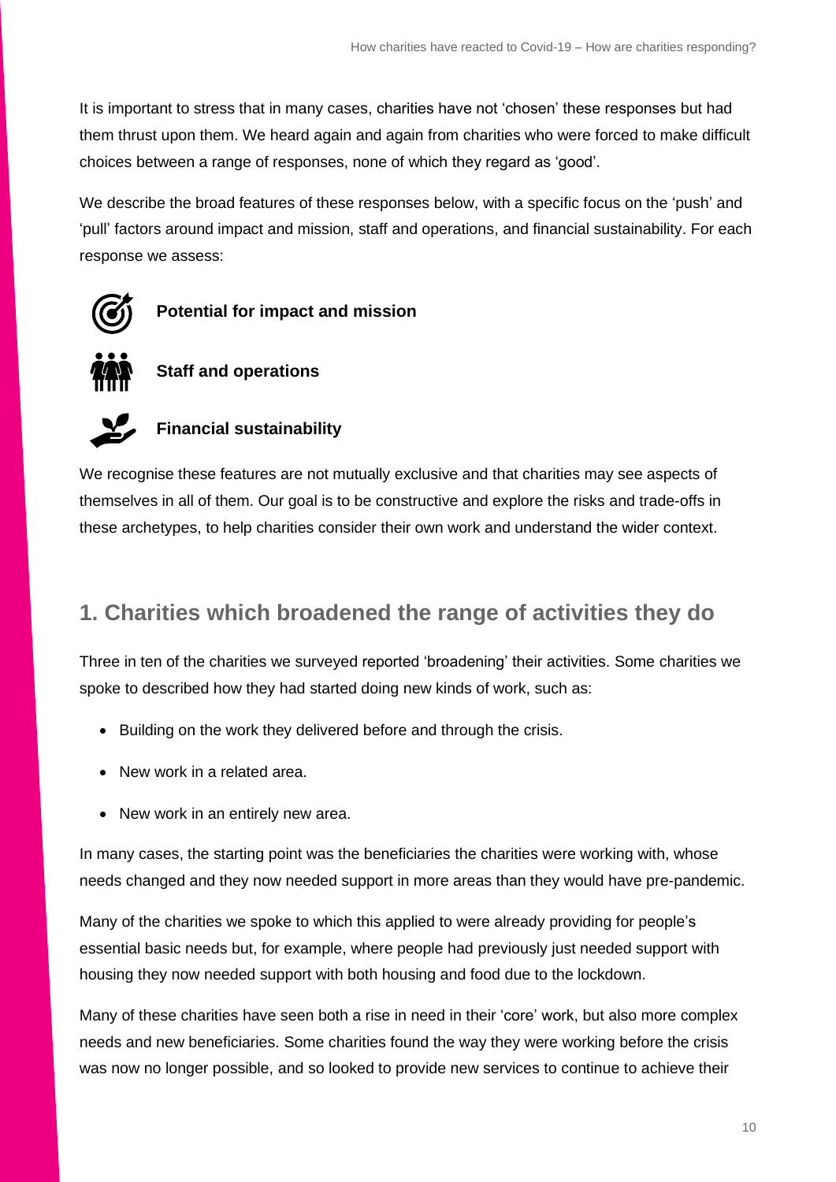It is important to stress that in many cases, charities have not 'chosen' these responses but had them thrust upon them. We heard again and again from charities who were forced to make difficult choices between a range of responses, none of which they regard as 'good'.

We describe the broad features of these responses below, with a specific focus on the 'push' and 'pull' factors around impact and mission, staff and operations, and financial sustainability. For each response we assess:

**Potential for impact and mission**

**Staff and operations**

**Financial sustainability**

We recognise these features are not mutually exclusive and that charities may see aspects of themselves in all of them. Our goal is to be constructive and explore the risks and trade-offs in these archetypes, to help charities consider their own work and understand the wider context.

## 1. Charities which broadened the range of activities they do

Three in ten of the charities we surveyed reported 'broadening' their activities. Some charities we spoke to described how they had started doing new kinds of work, such as:

- Building on the work they delivered before and through the crisis.
- New work in a related area.
- New work in an entirely new area.

In many cases, the starting point was the beneficiaries the charities were working with, whose needs changed and they now needed support in more areas than they would have pre-pandemic.

Many of the charities we spoke to which this applied to were already providing for people's essential basic needs but, for example, where people had previously just needed support with housing they now needed support with both housing and food due to the lockdown.

Many of these charities have seen both a rise in need in their 'core' work, but also more complex needs and new beneficiaries. Some charities found the way they were working before the crisis was now no longer possible, and so looked to provide new services to continue to achieve their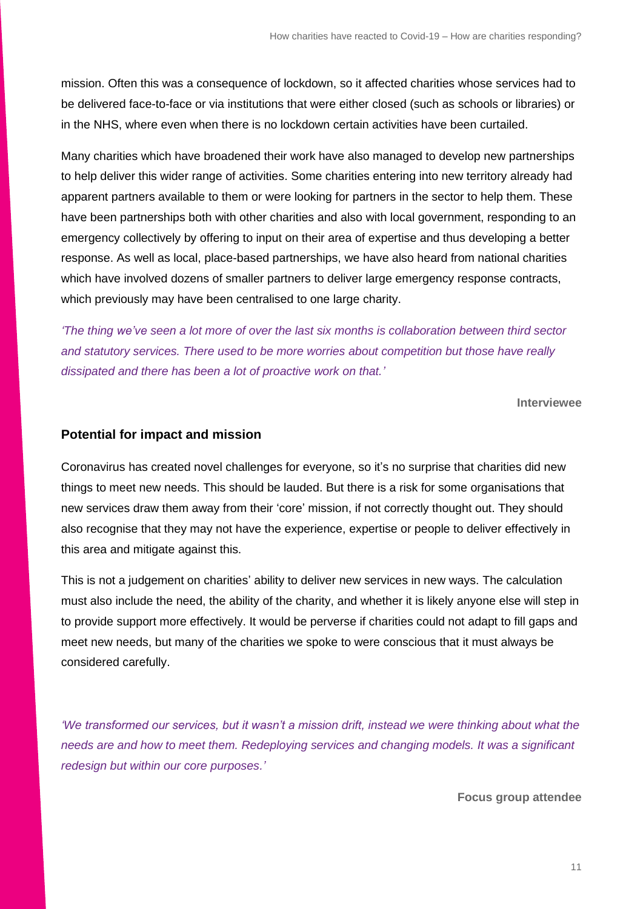mission. Often this was a consequence of lockdown, so it affected charities whose services had to be delivered face-to-face or via institutions that were either closed (such as schools or libraries) or in the NHS, where even when there is no lockdown certain activities have been curtailed.

Many charities which have broadened their work have also managed to develop new partnerships to help deliver this wider range of activities. Some charities entering into new territory already had apparent partners available to them or were looking for partners in the sector to help them. These have been partnerships both with other charities and also with local government, responding to an emergency collectively by offering to input on their area of expertise and thus developing a better response. As well as local, place-based partnerships, we have also heard from national charities which have involved dozens of smaller partners to deliver large emergency response contracts, which previously may have been centralised to one large charity.

*'The thing we've seen a lot more of over the last six months is collaboration between third sector and statutory services. There used to be more worries about competition but those have really dissipated and there has been a lot of proactive work on that.'*

**Interviewee**

### Potential for impact and mission

Coronavirus has created novel challenges for everyone, so it's no surprise that charities did new things to meet new needs. This should be lauded. But there is a risk for some organisations that new services draw them away from their 'core' mission, if not correctly thought out. They should also recognise that they may not have the experience, expertise or people to deliver effectively in this area and mitigate against this.

This is not a judgement on charities' ability to deliver new services in new ways. The calculation must also include the need, the ability of the charity, and whether it is likely anyone else will step in to provide support more effectively. It would be perverse if charities could not adapt to fill gaps and meet new needs, but many of the charities we spoke to were conscious that it must always be considered carefully.

*'We transformed our services, but it wasn't a mission drift, instead we were thinking about what the needs are and how to meet them. Redeploying services and changing models. It was a significant redesign but within our core purposes.'*

**Focus group attendee**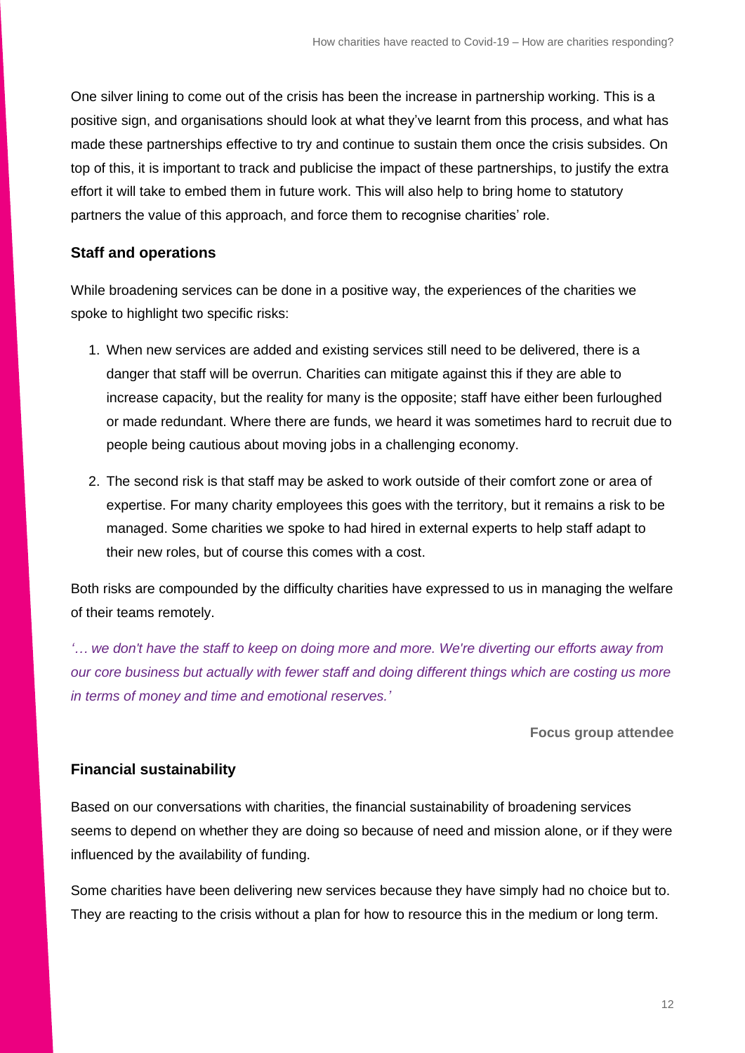One silver lining to come out of the crisis has been the increase in partnership working. This is a positive sign, and organisations should look at what they've learnt from this process, and what has made these partnerships effective to try and continue to sustain them once the crisis subsides. On top of this, it is important to track and publicise the impact of these partnerships, to justify the extra effort it will take to embed them in future work. This will also help to bring home to statutory partners the value of this approach, and force them to recognise charities' role.

### Staff and operations

While broadening services can be done in a positive way, the experiences of the charities we spoke to highlight two specific risks:

1. When new services are added and existing services still need to be delivered, there is a danger that staff will be overrun. Charities can mitigate against this if they are able to increase capacity, but the reality for many is the opposite; staff have either been furloughed or made redundant. Where there are funds, we heard it was sometimes hard to recruit due to people being cautious about moving jobs in a challenging economy.
2. The second risk is that staff may be asked to work outside of their comfort zone or area of expertise. For many charity employees this goes with the territory, but it remains a risk to be managed. Some charities we spoke to had hired in external experts to help staff adapt to their new roles, but of course this comes with a cost.

Both risks are compounded by the difficulty charities have expressed to us in managing the welfare of their teams remotely.

*'… we don't have the staff to keep on doing more and more. We're diverting our efforts away from our core business but actually with fewer staff and doing different things which are costing us more in terms of money and time and emotional reserves.'*

**Focus group attendee**

### Financial sustainability

Based on our conversations with charities, the financial sustainability of broadening services seems to depend on whether they are doing so because of need and mission alone, or if they were influenced by the availability of funding.

Some charities have been delivering new services because they have simply had no choice but to. They are reacting to the crisis without a plan for how to resource this in the medium or long term.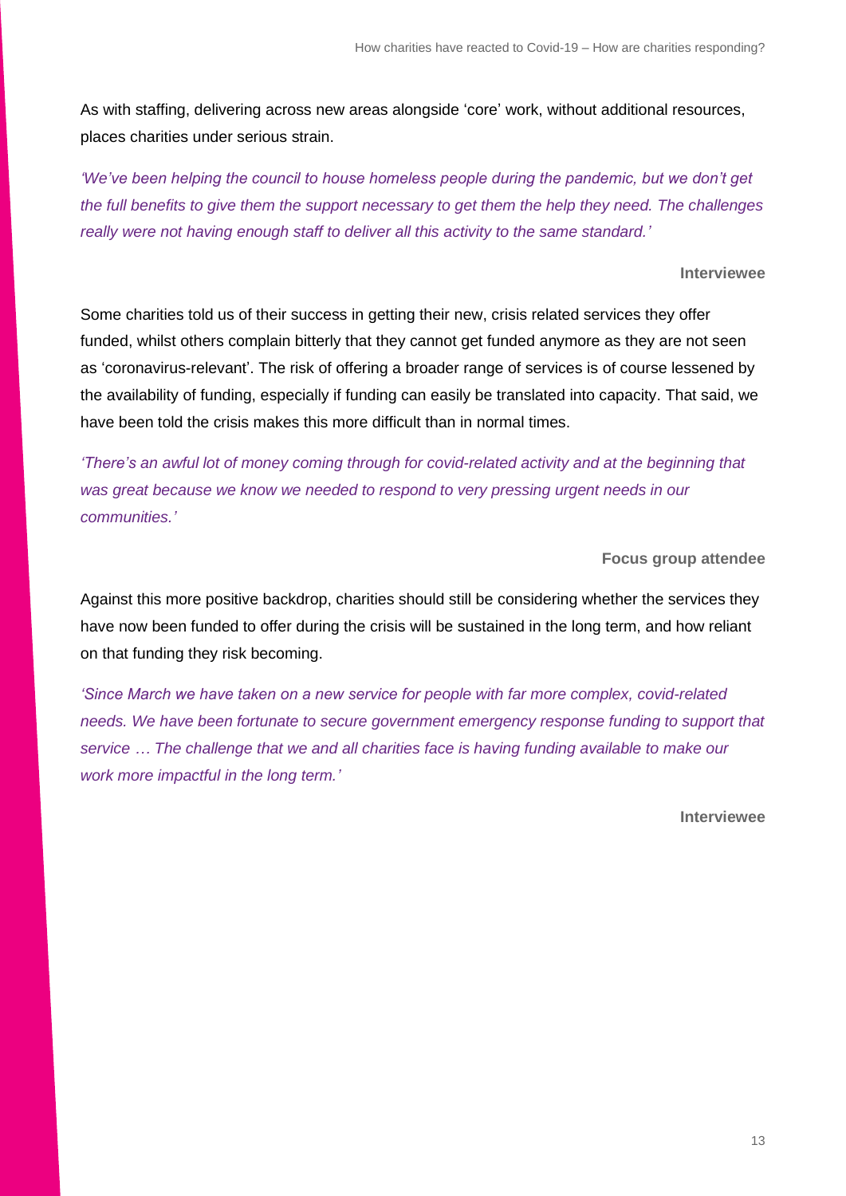As with staffing, delivering across new areas alongside 'core' work, without additional resources, places charities under serious strain.

*'We've been helping the council to house homeless people during the pandemic, but we don't get the full benefits to give them the support necessary to get them the help they need. The challenges really were not having enough staff to deliver all this activity to the same standard.'*

**Interviewee**

Some charities told us of their success in getting their new, crisis related services they offer funded, whilst others complain bitterly that they cannot get funded anymore as they are not seen as 'coronavirus-relevant'. The risk of offering a broader range of services is of course lessened by the availability of funding, especially if funding can easily be translated into capacity. That said, we have been told the crisis makes this more difficult than in normal times.

*'There's an awful lot of money coming through for covid-related activity and at the beginning that was great because we know we needed to respond to very pressing urgent needs in our communities.'*

**Focus group attendee**

Against this more positive backdrop, charities should still be considering whether the services they have now been funded to offer during the crisis will be sustained in the long term, and how reliant on that funding they risk becoming.

*'Since March we have taken on a new service for people with far more complex, covid-related needs. We have been fortunate to secure government emergency response funding to support that service … The challenge that we and all charities face is having funding available to make our work more impactful in the long term.'*

**Interviewee**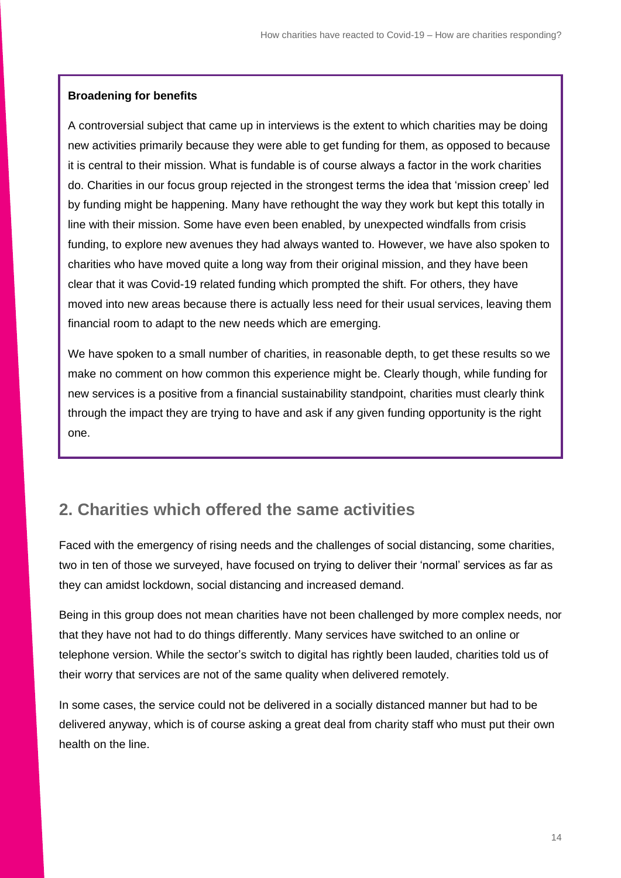**Broadening for benefits**

A controversial subject that came up in interviews is the extent to which charities may be doing new activities primarily because they were able to get funding for them, as opposed to because it is central to their mission. What is fundable is of course always a factor in the work charities do. Charities in our focus group rejected in the strongest terms the idea that 'mission creep' led by funding might be happening. Many have rethought the way they work but kept this totally in line with their mission. Some have even been enabled, by unexpected windfalls from crisis funding, to explore new avenues they had always wanted to. However, we have also spoken to charities who have moved quite a long way from their original mission, and they have been clear that it was Covid-19 related funding which prompted the shift. For others, they have moved into new areas because there is actually less need for their usual services, leaving them financial room to adapt to the new needs which are emerging.

We have spoken to a small number of charities, in reasonable depth, to get these results so we make no comment on how common this experience might be. Clearly though, while funding for new services is a positive from a financial sustainability standpoint, charities must clearly think through the impact they are trying to have and ask if any given funding opportunity is the right one.

## 2. Charities which offered the same activities

Faced with the emergency of rising needs and the challenges of social distancing, some charities, two in ten of those we surveyed, have focused on trying to deliver their 'normal' services as far as they can amidst lockdown, social distancing and increased demand.

Being in this group does not mean charities have not been challenged by more complex needs, nor that they have not had to do things differently. Many services have switched to an online or telephone version. While the sector's switch to digital has rightly been lauded, charities told us of their worry that services are not of the same quality when delivered remotely.

In some cases, the service could not be delivered in a socially distanced manner but had to be delivered anyway, which is of course asking a great deal from charity staff who must put their own health on the line.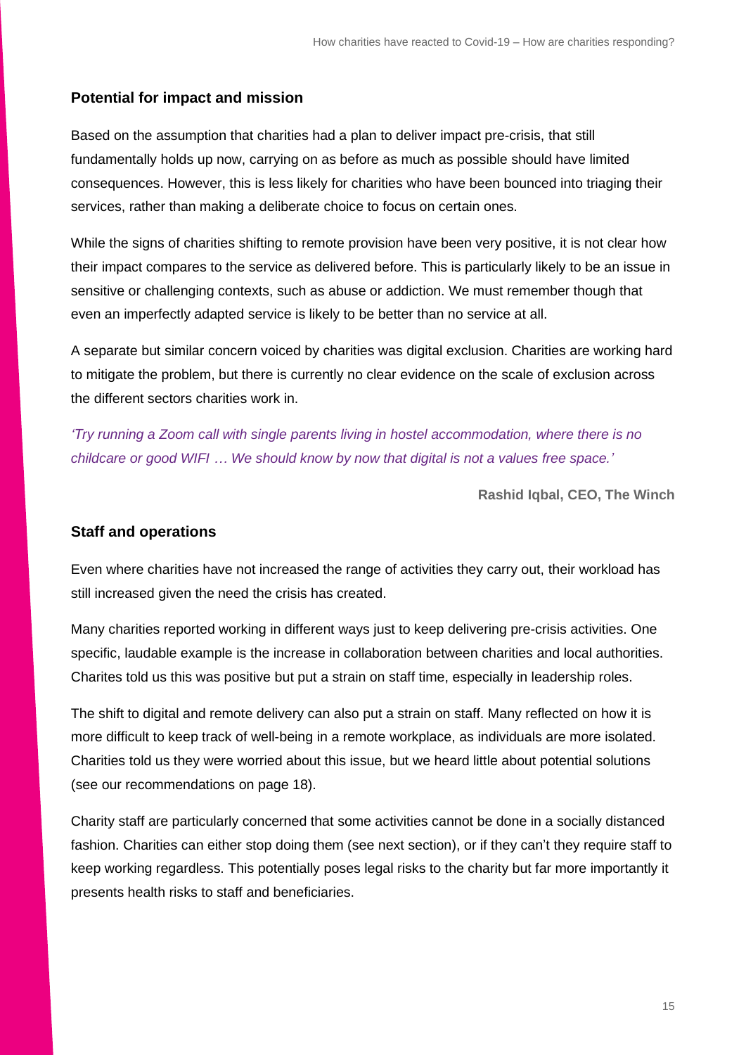### Potential for impact and mission

Based on the assumption that charities had a plan to deliver impact pre-crisis, that still fundamentally holds up now, carrying on as before as much as possible should have limited consequences. However, this is less likely for charities who have been bounced into triaging their services, rather than making a deliberate choice to focus on certain ones.

While the signs of charities shifting to remote provision have been very positive, it is not clear how their impact compares to the service as delivered before. This is particularly likely to be an issue in sensitive or challenging contexts, such as abuse or addiction. We must remember though that even an imperfectly adapted service is likely to be better than no service at all.

A separate but similar concern voiced by charities was digital exclusion. Charities are working hard to mitigate the problem, but there is currently no clear evidence on the scale of exclusion across the different sectors charities work in.

*'Try running a Zoom call with single parents living in hostel accommodation, where there is no childcare or good WIFI … We should know by now that digital is not a values free space.'*

**Rashid Iqbal, CEO, The Winch**

### Staff and operations

Even where charities have not increased the range of activities they carry out, their workload has still increased given the need the crisis has created.

Many charities reported working in different ways just to keep delivering pre-crisis activities. One specific, laudable example is the increase in collaboration between charities and local authorities. Charites told us this was positive but put a strain on staff time, especially in leadership roles.

The shift to digital and remote delivery can also put a strain on staff. Many reflected on how it is more difficult to keep track of well-being in a remote workplace, as individuals are more isolated. Charities told us they were worried about this issue, but we heard little about potential solutions (see our recommendations on page 18).

Charity staff are particularly concerned that some activities cannot be done in a socially distanced fashion. Charities can either stop doing them (see next section), or if they can't they require staff to keep working regardless. This potentially poses legal risks to the charity but far more importantly it presents health risks to staff and beneficiaries.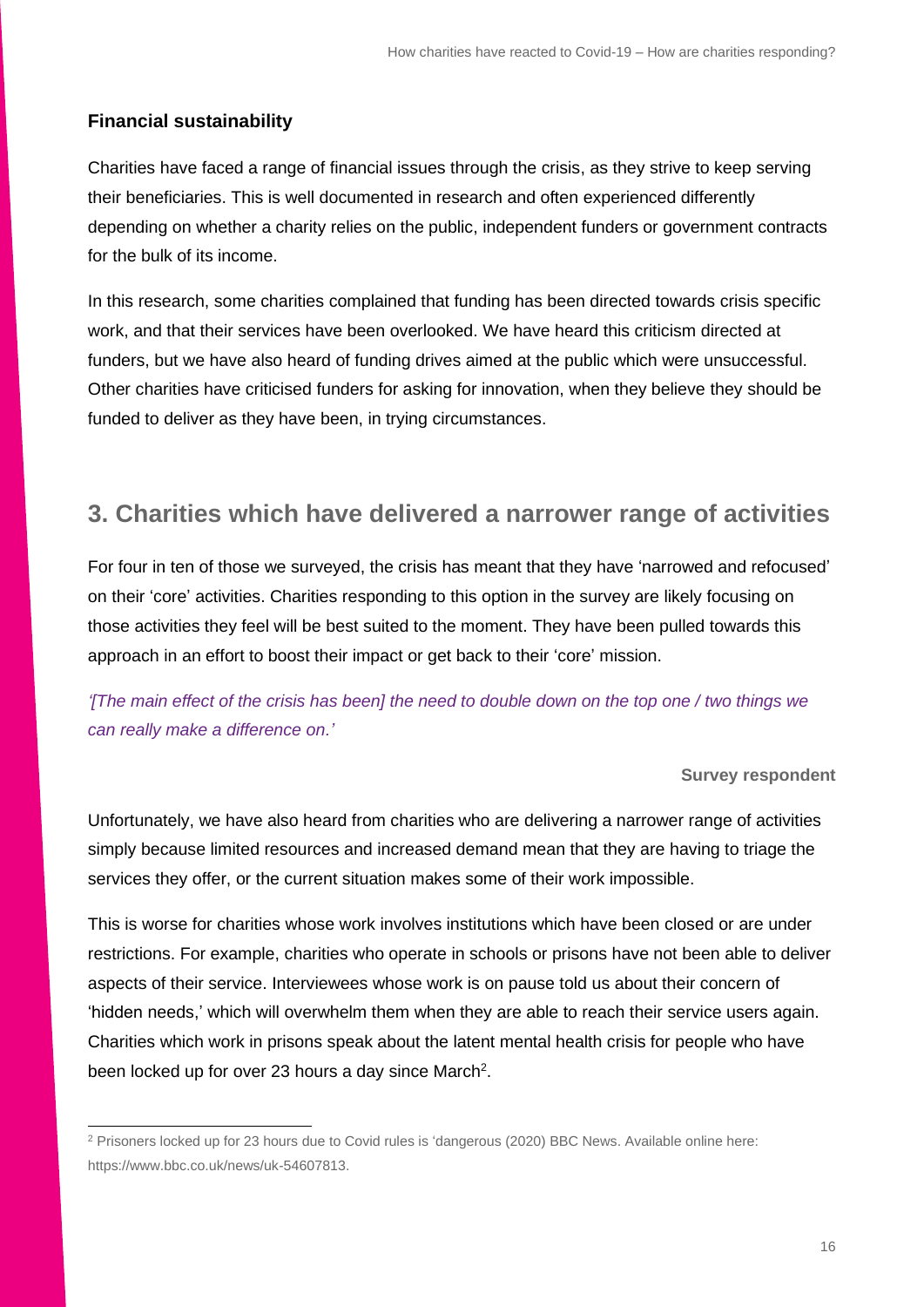### Financial sustainability

Charities have faced a range of financial issues through the crisis, as they strive to keep serving their beneficiaries. This is well documented in research and often experienced differently depending on whether a charity relies on the public, independent funders or government contracts for the bulk of its income.

In this research, some charities complained that funding has been directed towards crisis specific work, and that their services have been overlooked. We have heard this criticism directed at funders, but we have also heard of funding drives aimed at the public which were unsuccessful. Other charities have criticised funders for asking for innovation, when they believe they should be funded to deliver as they have been, in trying circumstances.

## 3. Charities which have delivered a narrower range of activities

For four in ten of those we surveyed, the crisis has meant that they have 'narrowed and refocused' on their 'core' activities. Charities responding to this option in the survey are likely focusing on those activities they feel will be best suited to the moment. They have been pulled towards this approach in an effort to boost their impact or get back to their 'core' mission.

*'[The main effect of the crisis has been] the need to double down on the top one / two things we can really make a difference on.'*

**Survey respondent**

Unfortunately, we have also heard from charities who are delivering a narrower range of activities simply because limited resources and increased demand mean that they are having to triage the services they offer, or the current situation makes some of their work impossible.

This is worse for charities whose work involves institutions which have been closed or are under restrictions. For example, charities who operate in schools or prisons have not been able to deliver aspects of their service. Interviewees whose work is on pause told us about their concern of 'hidden needs,' which will overwhelm them when they are able to reach their service users again. Charities which work in prisons speak about the latent mental health crisis for people who have been locked up for over 23 hours a day since March[2].

[2] Prisoners locked up for 23 hours due to Covid rules is 'dangerous (2020) BBC News. Available online here: https://www.bbc.co.uk/news/uk-54607813.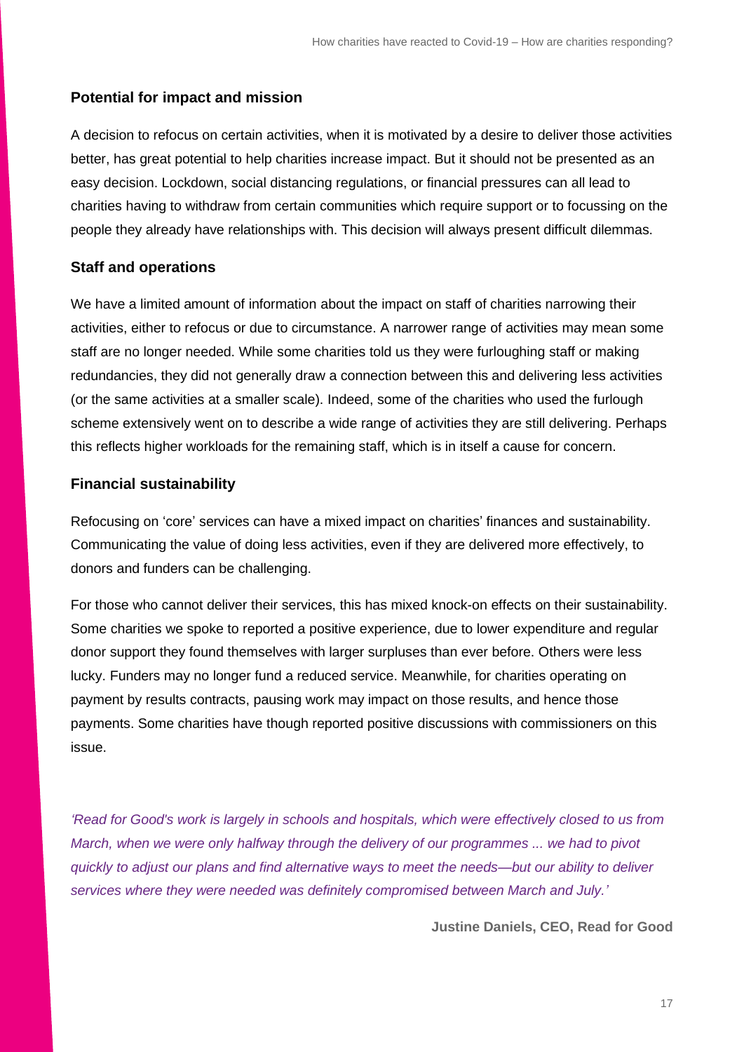### Potential for impact and mission

A decision to refocus on certain activities, when it is motivated by a desire to deliver those activities better, has great potential to help charities increase impact. But it should not be presented as an easy decision. Lockdown, social distancing regulations, or financial pressures can all lead to charities having to withdraw from certain communities which require support or to focussing on the people they already have relationships with. This decision will always present difficult dilemmas.

### Staff and operations

We have a limited amount of information about the impact on staff of charities narrowing their activities, either to refocus or due to circumstance. A narrower range of activities may mean some staff are no longer needed. While some charities told us they were furloughing staff or making redundancies, they did not generally draw a connection between this and delivering less activities (or the same activities at a smaller scale). Indeed, some of the charities who used the furlough scheme extensively went on to describe a wide range of activities they are still delivering. Perhaps this reflects higher workloads for the remaining staff, which is in itself a cause for concern.

### Financial sustainability

Refocusing on 'core' services can have a mixed impact on charities' finances and sustainability. Communicating the value of doing less activities, even if they are delivered more effectively, to donors and funders can be challenging.

For those who cannot deliver their services, this has mixed knock-on effects on their sustainability. Some charities we spoke to reported a positive experience, due to lower expenditure and regular donor support they found themselves with larger surpluses than ever before. Others were less lucky. Funders may no longer fund a reduced service. Meanwhile, for charities operating on payment by results contracts, pausing work may impact on those results, and hence those payments. Some charities have though reported positive discussions with commissioners on this issue.

*'Read for Good's work is largely in schools and hospitals, which were effectively closed to us from March, when we were only halfway through the delivery of our programmes ... we had to pivot quickly to adjust our plans and find alternative ways to meet the needs—but our ability to deliver services where they were needed was definitely compromised between March and July.'*

**Justine Daniels, CEO, Read for Good**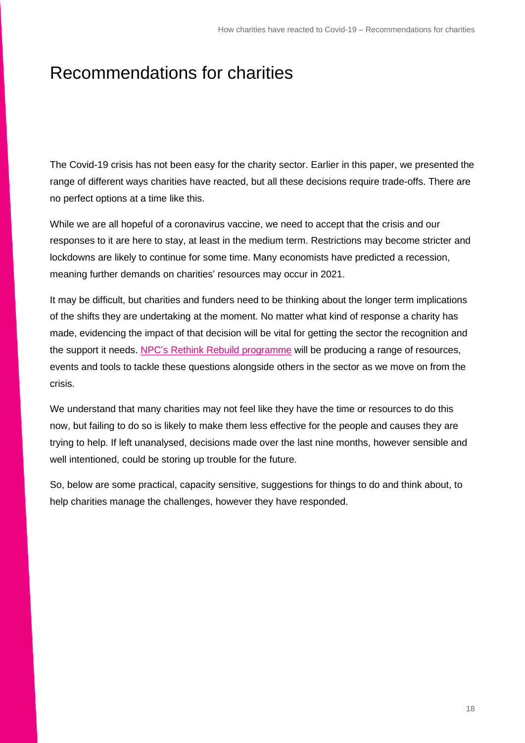# Recommendations for charities

The Covid-19 crisis has not been easy for the charity sector. Earlier in this paper, we presented the range of different ways charities have reacted, but all these decisions require trade-offs. There are no perfect options at a time like this.

While we are all hopeful of a coronavirus vaccine, we need to accept that the crisis and our responses to it are here to stay, at least in the medium term. Restrictions may become stricter and lockdowns are likely to continue for some time. Many economists have predicted a recession, meaning further demands on charities' resources may occur in 2021.

It may be difficult, but charities and funders need to be thinking about the longer term implications of the shifts they are undertaking at the moment. No matter what kind of response a charity has made, evidencing the impact of that decision will be vital for getting the sector the recognition and the support it needs. NPC's Rethink Rebuild programme will be producing a range of resources, events and tools to tackle these questions alongside others in the sector as we move on from the crisis.

We understand that many charities may not feel like they have the time or resources to do this now, but failing to do so is likely to make them less effective for the people and causes they are trying to help. If left unanalysed, decisions made over the last nine months, however sensible and well intentioned, could be storing up trouble for the future.

So, below are some practical, capacity sensitive, suggestions for things to do and think about, to help charities manage the challenges, however they have responded.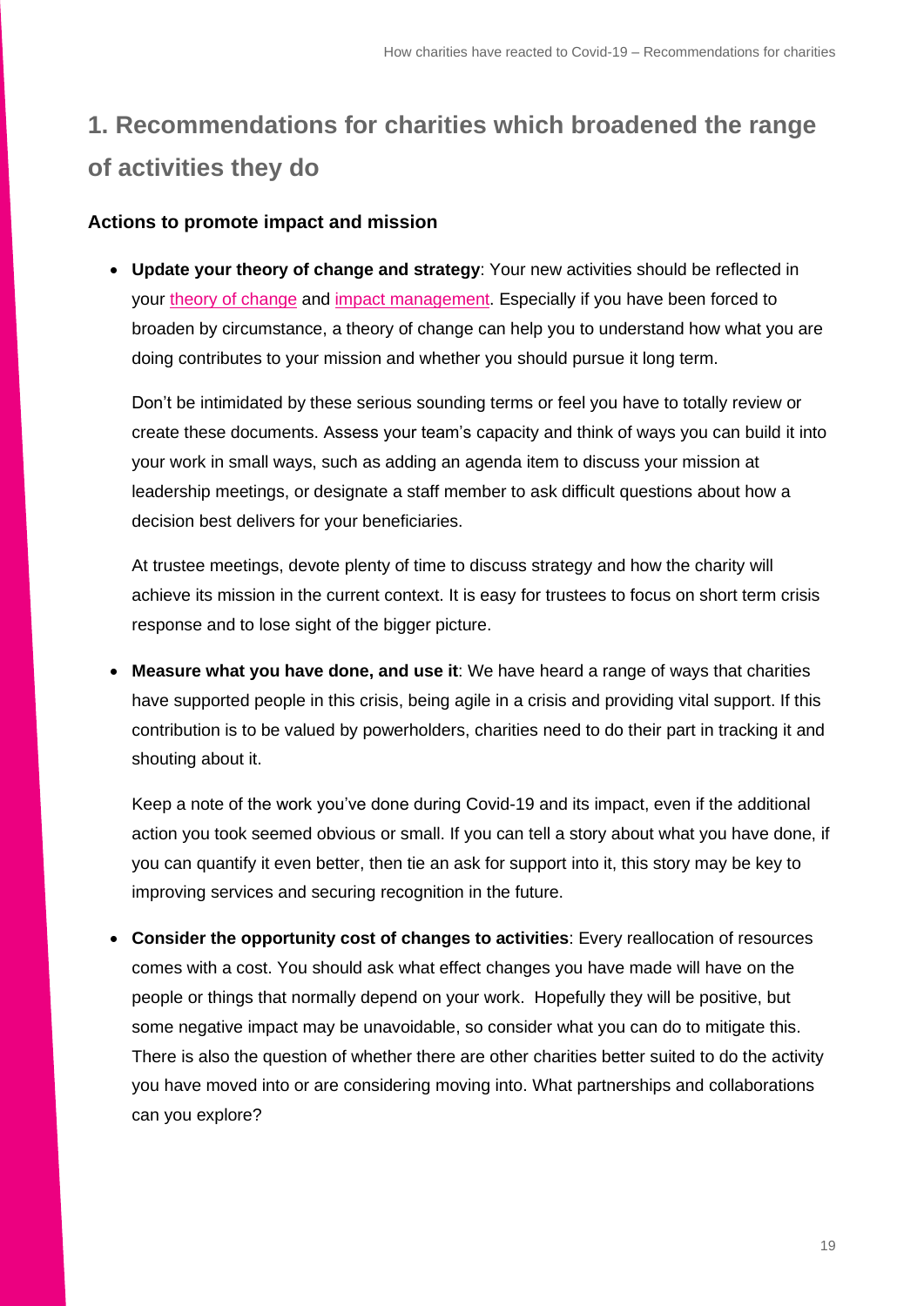## 1. Recommendations for charities which broadened the range of activities they do

### Actions to promote impact and mission

- **Update your theory of change and strategy**: Your new activities should be reflected in your theory of change and impact management. Especially if you have been forced to broaden by circumstance, a theory of change can help you to understand how what you are doing contributes to your mission and whether you should pursue it long term.

  Don't be intimidated by these serious sounding terms or feel you have to totally review or create these documents. Assess your team's capacity and think of ways you can build it into your work in small ways, such as adding an agenda item to discuss your mission at leadership meetings, or designate a staff member to ask difficult questions about how a decision best delivers for your beneficiaries.

  At trustee meetings, devote plenty of time to discuss strategy and how the charity will achieve its mission in the current context. It is easy for trustees to focus on short term crisis response and to lose sight of the bigger picture.

- **Measure what you have done, and use it**: We have heard a range of ways that charities have supported people in this crisis, being agile in a crisis and providing vital support. If this contribution is to be valued by powerholders, charities need to do their part in tracking it and shouting about it.

  Keep a note of the work you've done during Covid-19 and its impact, even if the additional action you took seemed obvious or small. If you can tell a story about what you have done, if you can quantify it even better, then tie an ask for support into it, this story may be key to improving services and securing recognition in the future.

- **Consider the opportunity cost of changes to activities**: Every reallocation of resources comes with a cost. You should ask what effect changes you have made will have on the people or things that normally depend on your work. Hopefully they will be positive, but some negative impact may be unavoidable, so consider what you can do to mitigate this. There is also the question of whether there are other charities better suited to do the activity you have moved into or are considering moving into. What partnerships and collaborations can you explore?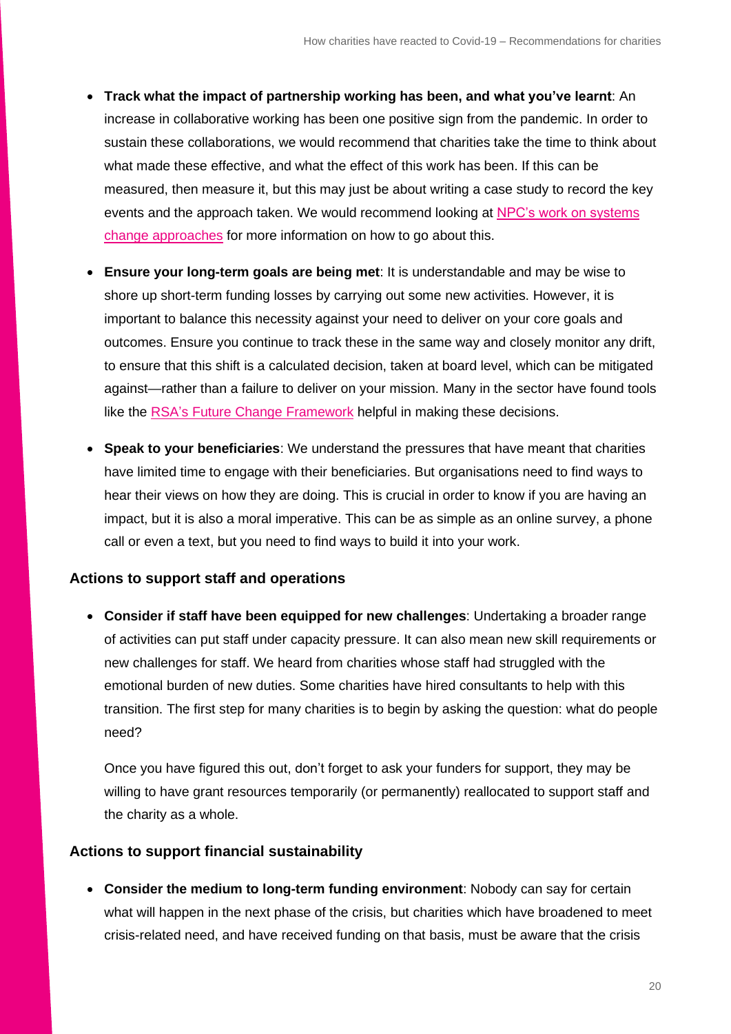- **Track what the impact of partnership working has been, and what you've learnt**: An increase in collaborative working has been one positive sign from the pandemic. In order to sustain these collaborations, we would recommend that charities take the time to think about what made these effective, and what the effect of this work has been. If this can be measured, then measure it, but this may just be about writing a case study to record the key events and the approach taken. We would recommend looking at NPC's work on systems change approaches for more information on how to go about this.

- **Ensure your long-term goals are being met**: It is understandable and may be wise to shore up short-term funding losses by carrying out some new activities. However, it is important to balance this necessity against your need to deliver on your core goals and outcomes. Ensure you continue to track these in the same way and closely monitor any drift, to ensure that this shift is a calculated decision, taken at board level, which can be mitigated against—rather than a failure to deliver on your mission. Many in the sector have found tools like the RSA's Future Change Framework helpful in making these decisions.

- **Speak to your beneficiaries**: We understand the pressures that have meant that charities have limited time to engage with their beneficiaries. But organisations need to find ways to hear their views on how they are doing. This is crucial in order to know if you are having an impact, but it is also a moral imperative. This can be as simple as an online survey, a phone call or even a text, but you need to find ways to build it into your work.

### Actions to support staff and operations

- **Consider if staff have been equipped for new challenges**: Undertaking a broader range of activities can put staff under capacity pressure. It can also mean new skill requirements or new challenges for staff. We heard from charities whose staff had struggled with the emotional burden of new duties. Some charities have hired consultants to help with this transition. The first step for many charities is to begin by asking the question: what do people need?

  Once you have figured this out, don't forget to ask your funders for support, they may be willing to have grant resources temporarily (or permanently) reallocated to support staff and the charity as a whole.

### Actions to support financial sustainability

- **Consider the medium to long-term funding environment**: Nobody can say for certain what will happen in the next phase of the crisis, but charities which have broadened to meet crisis-related need, and have received funding on that basis, must be aware that the crisis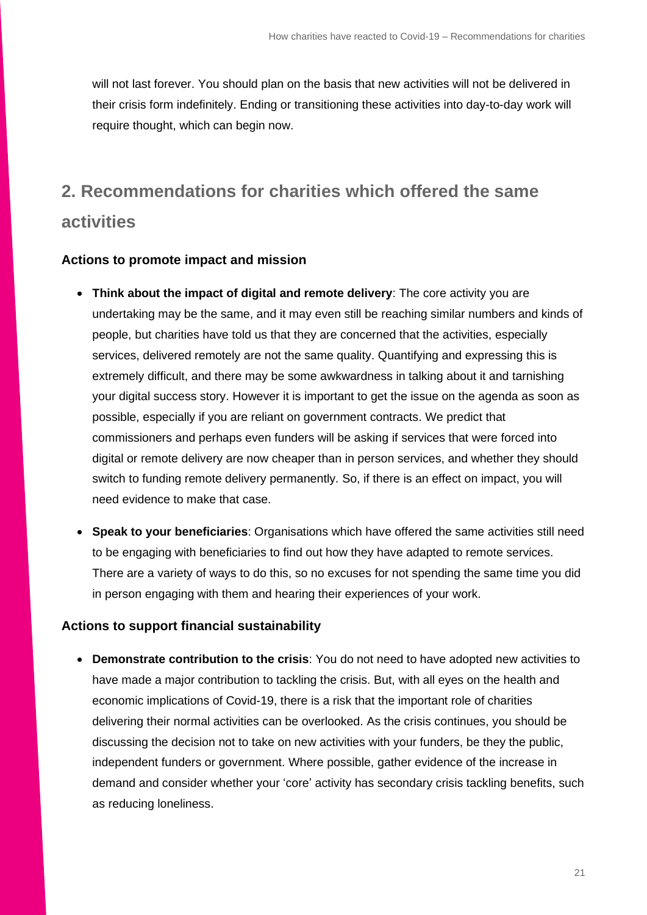will not last forever. You should plan on the basis that new activities will not be delivered in their crisis form indefinitely. Ending or transitioning these activities into day-to-day work will require thought, which can begin now.

## 2. Recommendations for charities which offered the same activities

### Actions to promote impact and mission

- **Think about the impact of digital and remote delivery**: The core activity you are undertaking may be the same, and it may even still be reaching similar numbers and kinds of people, but charities have told us that they are concerned that the activities, especially services, delivered remotely are not the same quality. Quantifying and expressing this is extremely difficult, and there may be some awkwardness in talking about it and tarnishing your digital success story. However it is important to get the issue on the agenda as soon as possible, especially if you are reliant on government contracts. We predict that commissioners and perhaps even funders will be asking if services that were forced into digital or remote delivery are now cheaper than in person services, and whether they should switch to funding remote delivery permanently. So, if there is an effect on impact, you will need evidence to make that case.
- **Speak to your beneficiaries**: Organisations which have offered the same activities still need to be engaging with beneficiaries to find out how they have adapted to remote services. There are a variety of ways to do this, so no excuses for not spending the same time you did in person engaging with them and hearing their experiences of your work.

### Actions to support financial sustainability

- **Demonstrate contribution to the crisis**: You do not need to have adopted new activities to have made a major contribution to tackling the crisis. But, with all eyes on the health and economic implications of Covid-19, there is a risk that the important role of charities delivering their normal activities can be overlooked. As the crisis continues, you should be discussing the decision not to take on new activities with your funders, be they the public, independent funders or government. Where possible, gather evidence of the increase in demand and consider whether your 'core' activity has secondary crisis tackling benefits, such as reducing loneliness.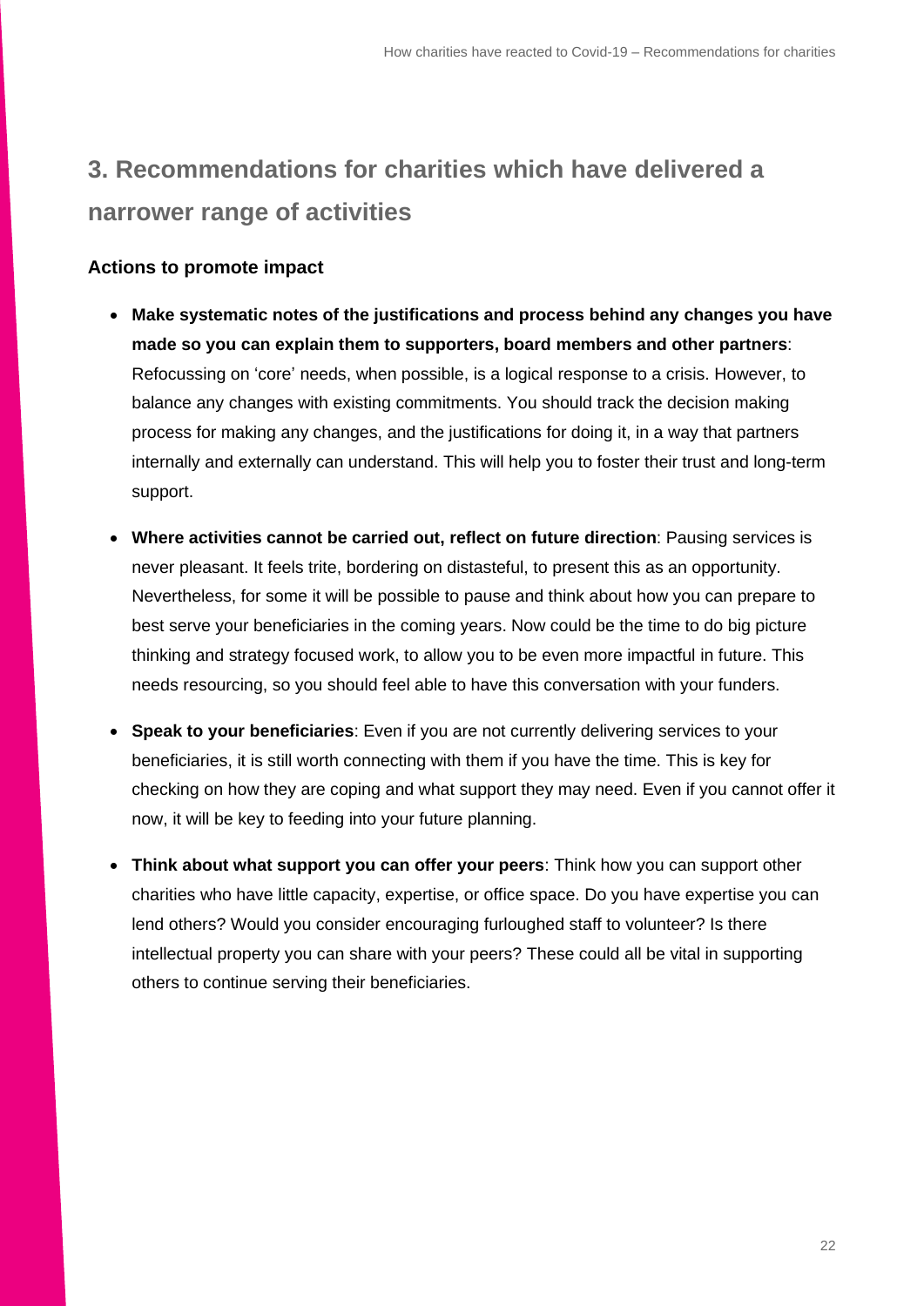## 3. Recommendations for charities which have delivered a narrower range of activities

### Actions to promote impact

- **Make systematic notes of the justifications and process behind any changes you have made so you can explain them to supporters, board members and other partners**: Refocussing on 'core' needs, when possible, is a logical response to a crisis. However, to balance any changes with existing commitments. You should track the decision making process for making any changes, and the justifications for doing it, in a way that partners internally and externally can understand. This will help you to foster their trust and long-term support.
- **Where activities cannot be carried out, reflect on future direction**: Pausing services is never pleasant. It feels trite, bordering on distasteful, to present this as an opportunity. Nevertheless, for some it will be possible to pause and think about how you can prepare to best serve your beneficiaries in the coming years. Now could be the time to do big picture thinking and strategy focused work, to allow you to be even more impactful in future. This needs resourcing, so you should feel able to have this conversation with your funders.
- **Speak to your beneficiaries**: Even if you are not currently delivering services to your beneficiaries, it is still worth connecting with them if you have the time. This is key for checking on how they are coping and what support they may need. Even if you cannot offer it now, it will be key to feeding into your future planning.
- **Think about what support you can offer your peers**: Think how you can support other charities who have little capacity, expertise, or office space. Do you have expertise you can lend others? Would you consider encouraging furloughed staff to volunteer? Is there intellectual property you can share with your peers? These could all be vital in supporting others to continue serving their beneficiaries.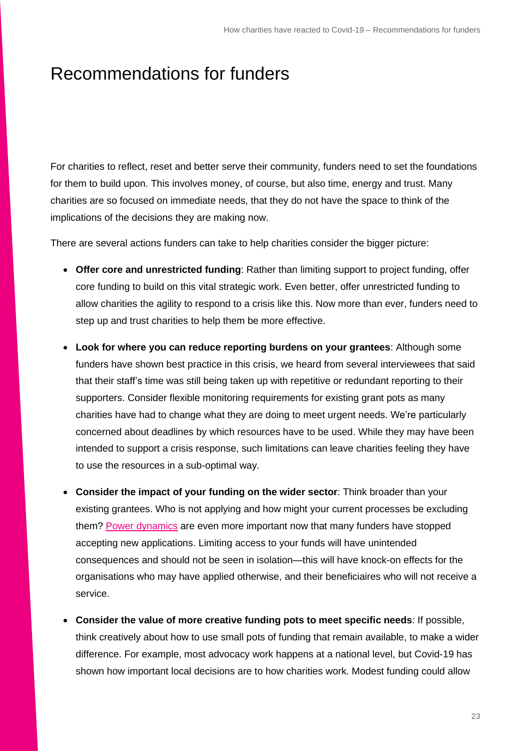# Recommendations for funders

For charities to reflect, reset and better serve their community, funders need to set the foundations for them to build upon. This involves money, of course, but also time, energy and trust. Many charities are so focused on immediate needs, that they do not have the space to think of the implications of the decisions they are making now.

There are several actions funders can take to help charities consider the bigger picture:

- **Offer core and unrestricted funding**: Rather than limiting support to project funding, offer core funding to build on this vital strategic work. Even better, offer unrestricted funding to allow charities the agility to respond to a crisis like this. Now more than ever, funders need to step up and trust charities to help them be more effective.
- **Look for where you can reduce reporting burdens on your grantees**: Although some funders have shown best practice in this crisis, we heard from several interviewees that said that their staff's time was still being taken up with repetitive or redundant reporting to their supporters. Consider flexible monitoring requirements for existing grant pots as many charities have had to change what they are doing to meet urgent needs. We're particularly concerned about deadlines by which resources have to be used. While they may have been intended to support a crisis response, such limitations can leave charities feeling they have to use the resources in a sub-optimal way.
- **Consider the impact of your funding on the wider sector**: Think broader than your existing grantees. Who is not applying and how might your current processes be excluding them? Power dynamics are even more important now that many funders have stopped accepting new applications. Limiting access to your funds will have unintended consequences and should not be seen in isolation—this will have knock-on effects for the organisations who may have applied otherwise, and their beneficiaires who will not receive a service.
- **Consider the value of more creative funding pots to meet specific needs**: If possible, think creatively about how to use small pots of funding that remain available, to make a wider difference. For example, most advocacy work happens at a national level, but Covid-19 has shown how important local decisions are to how charities work. Modest funding could allow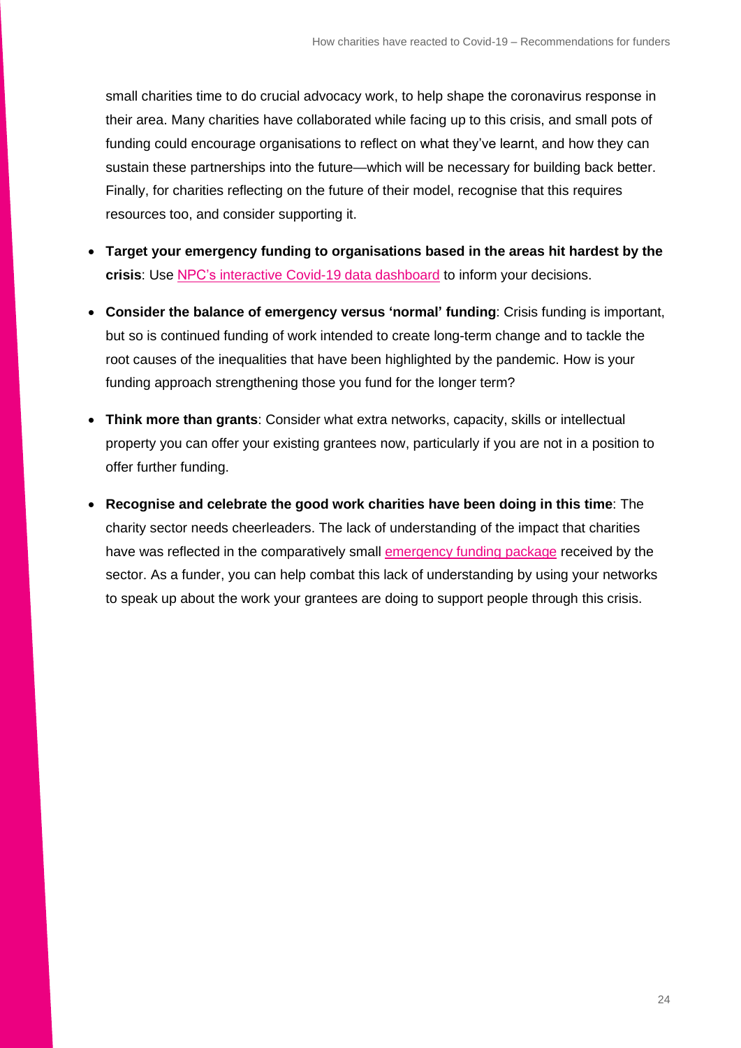small charities time to do crucial advocacy work, to help shape the coronavirus response in their area. Many charities have collaborated while facing up to this crisis, and small pots of funding could encourage organisations to reflect on what they've learnt, and how they can sustain these partnerships into the future—which will be necessary for building back better. Finally, for charities reflecting on the future of their model, recognise that this requires resources too, and consider supporting it.

- **Target your emergency funding to organisations based in the areas hit hardest by the crisis**: Use NPC's interactive Covid-19 data dashboard to inform your decisions.
- **Consider the balance of emergency versus 'normal' funding**: Crisis funding is important, but so is continued funding of work intended to create long-term change and to tackle the root causes of the inequalities that have been highlighted by the pandemic. How is your funding approach strengthening those you fund for the longer term?
- **Think more than grants**: Consider what extra networks, capacity, skills or intellectual property you can offer your existing grantees now, particularly if you are not in a position to offer further funding.
- **Recognise and celebrate the good work charities have been doing in this time**: The charity sector needs cheerleaders. The lack of understanding of the impact that charities have was reflected in the comparatively small emergency funding package received by the sector. As a funder, you can help combat this lack of understanding by using your networks to speak up about the work your grantees are doing to support people through this crisis.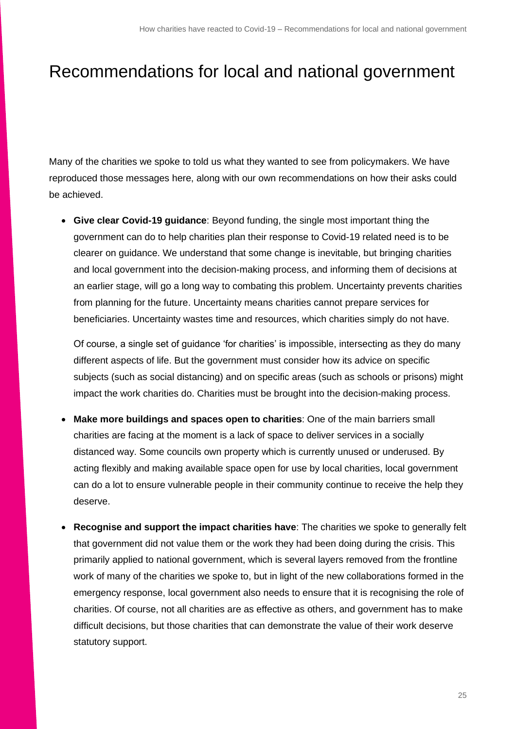# Recommendations for local and national government

Many of the charities we spoke to told us what they wanted to see from policymakers. We have reproduced those messages here, along with our own recommendations on how their asks could be achieved.

- **Give clear Covid-19 guidance**: Beyond funding, the single most important thing the government can do to help charities plan their response to Covid-19 related need is to be clearer on guidance. We understand that some change is inevitable, but bringing charities and local government into the decision-making process, and informing them of decisions at an earlier stage, will go a long way to combating this problem. Uncertainty prevents charities from planning for the future. Uncertainty means charities cannot prepare services for beneficiaries. Uncertainty wastes time and resources, which charities simply do not have.

  Of course, a single set of guidance 'for charities' is impossible, intersecting as they do many different aspects of life. But the government must consider how its advice on specific subjects (such as social distancing) and on specific areas (such as schools or prisons) might impact the work charities do. Charities must be brought into the decision-making process.

- **Make more buildings and spaces open to charities**: One of the main barriers small charities are facing at the moment is a lack of space to deliver services in a socially distanced way. Some councils own property which is currently unused or underused. By acting flexibly and making available space open for use by local charities, local government can do a lot to ensure vulnerable people in their community continue to receive the help they deserve.

- **Recognise and support the impact charities have**: The charities we spoke to generally felt that government did not value them or the work they had been doing during the crisis. This primarily applied to national government, which is several layers removed from the frontline work of many of the charities we spoke to, but in light of the new collaborations formed in the emergency response, local government also needs to ensure that it is recognising the role of charities. Of course, not all charities are as effective as others, and government has to make difficult decisions, but those charities that can demonstrate the value of their work deserve statutory support.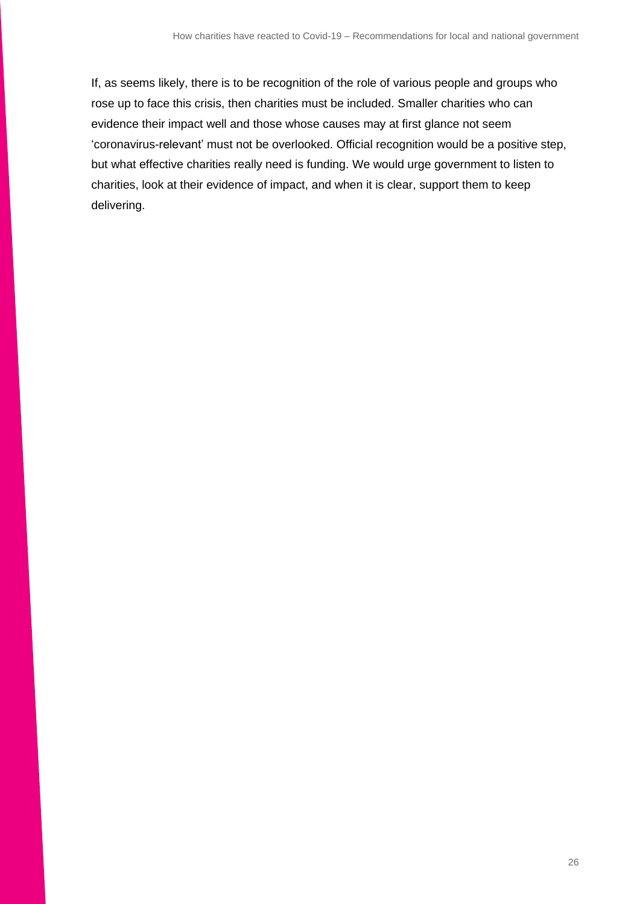If, as seems likely, there is to be recognition of the role of various people and groups who rose up to face this crisis, then charities must be included. Smaller charities who can evidence their impact well and those whose causes may at first glance not seem 'coronavirus-relevant' must not be overlooked. Official recognition would be a positive step, but what effective charities really need is funding. We would urge government to listen to charities, look at their evidence of impact, and when it is clear, support them to keep delivering.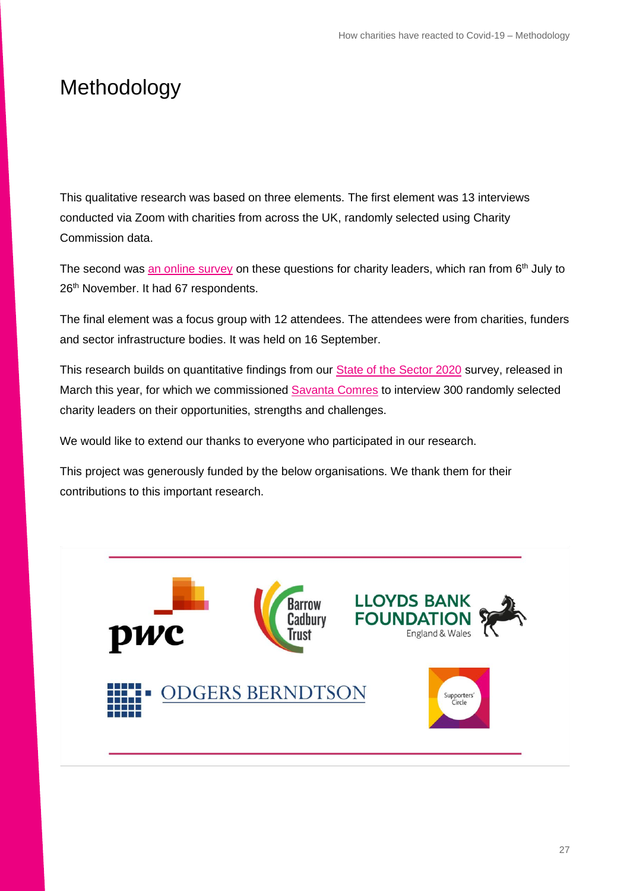# Methodology

This qualitative research was based on three elements. The first element was 13 interviews conducted via Zoom with charities from across the UK, randomly selected using Charity Commission data.

The second was an online survey on these questions for charity leaders, which ran from 6th July to 26th November. It had 67 respondents.

The final element was a focus group with 12 attendees. The attendees were from charities, funders and sector infrastructure bodies. It was held on 16 September.

This research builds on quantitative findings from our State of the Sector 2020 survey, released in March this year, for which we commissioned Savanta Comres to interview 300 randomly selected charity leaders on their opportunities, strengths and challenges.

We would like to extend our thanks to everyone who participated in our research.

This project was generously funded by the below organisations. We thank them for their contributions to this important research.

pwc

Barrow Cadbury Trust

LLOYDS BANK FOUNDATION England & Wales

ODGERS BERNDTSON

Supporters' Circle